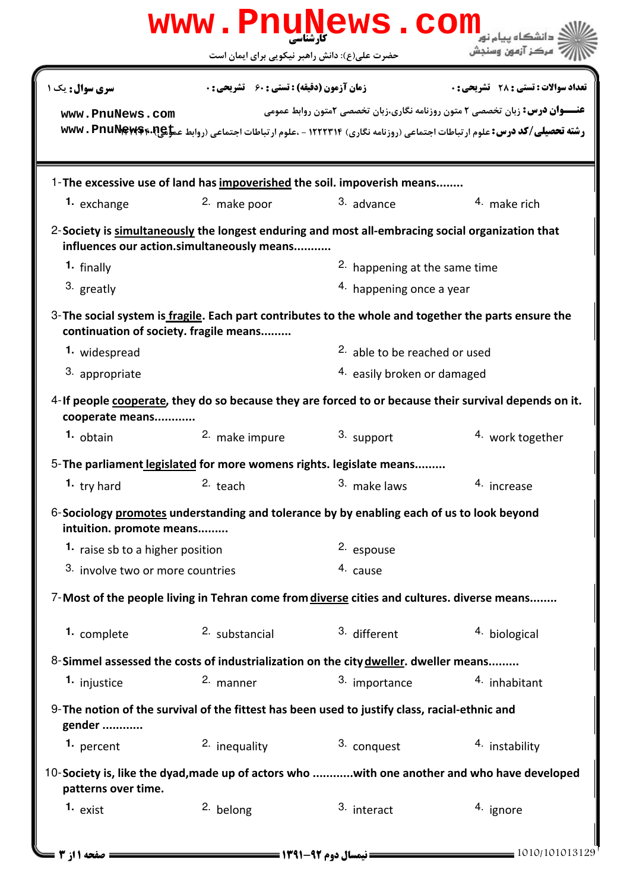**کارشناسی**

حضرت علی(ع): دانش راهبر نیکویی برای ایمان است

دانشگاه پیام نور
مرکز آزمون وسنجش

**سری سوال:** یک ۱ | **زمان آزمون (دقیقه) : تستی :** ۶۰ **تشریحی :** ۰ | **تعداد سوالات : تستی :** ۲۸ **تشریحی :** ۰

**عنـــوان درس:** زبان تخصصی ۲ متون روزنامه نگاری،زبان تخصصی ۲متون روابط عمومی

**رشته تحصیلی/کد درس:** علوم ارتباطات اجتماعی (روزنامه نگاری) ۱۲۲۲۳۱۴ - ،علوم ارتباطات اجتماعی (روابط عمومی) ۱۲۲۲۳۴۰

1-**The excessive use of land has <u>impoverished</u> the soil. impoverish means........**

1. exchange
2. make poor
3. advance
4. make rich

2-**Society is <u>simultaneously</u> the longest enduring and most all-embracing social organization that influences our action.simultaneously means...........**

1. finally
2. happening at the same time
3. greatly
4. happening once a year

3-**The social system is <u>fragile</u>. Each part contributes to the whole and together the parts ensure the continuation of society. fragile means.........**

1. widespread
2. able to be reached or used
3. appropriate
4. easily broken or damaged

4-**If people <u>cooperate</u>, they do so because they are forced to or because their survival depends on it. cooperate means............**

1. obtain
2. make impure
3. support
4. work together

5-**The parliament <u>legislated</u> for more womens rights. legislate means.........**

1. try hard
2. teach
3. make laws
4. increase

6-**Sociology <u>promotes</u> understanding and tolerance by by enabling each of us to look beyond intuition. promote means.........**

1. raise sb to a higher position
2. espouse
3. involve two or more countries
4. cause

7-**Most of the people living in Tehran come from <u>diverse</u> cities and cultures. diverse means........**

1. complete
2. substancial
3. different
4. biological

8-**Simmel assessed the costs of industrialization on the city <u>dweller</u>. dweller means.........**

1. injustice
2. manner
3. importance
4. inhabitant

9-**The notion of the survival of the fittest has been used to justify class, racial-ethnic and gender ............**

1. percent
2. inequality
3. conquest
4. instability

10-**Society is, like the dyad,made up of actors who ............with one another and who have developed patterns over time.**

1. exist
2. belong
3. interact
4. ignore

نیمسال دوم ۹۲-۱۳۹۱

1010/101013129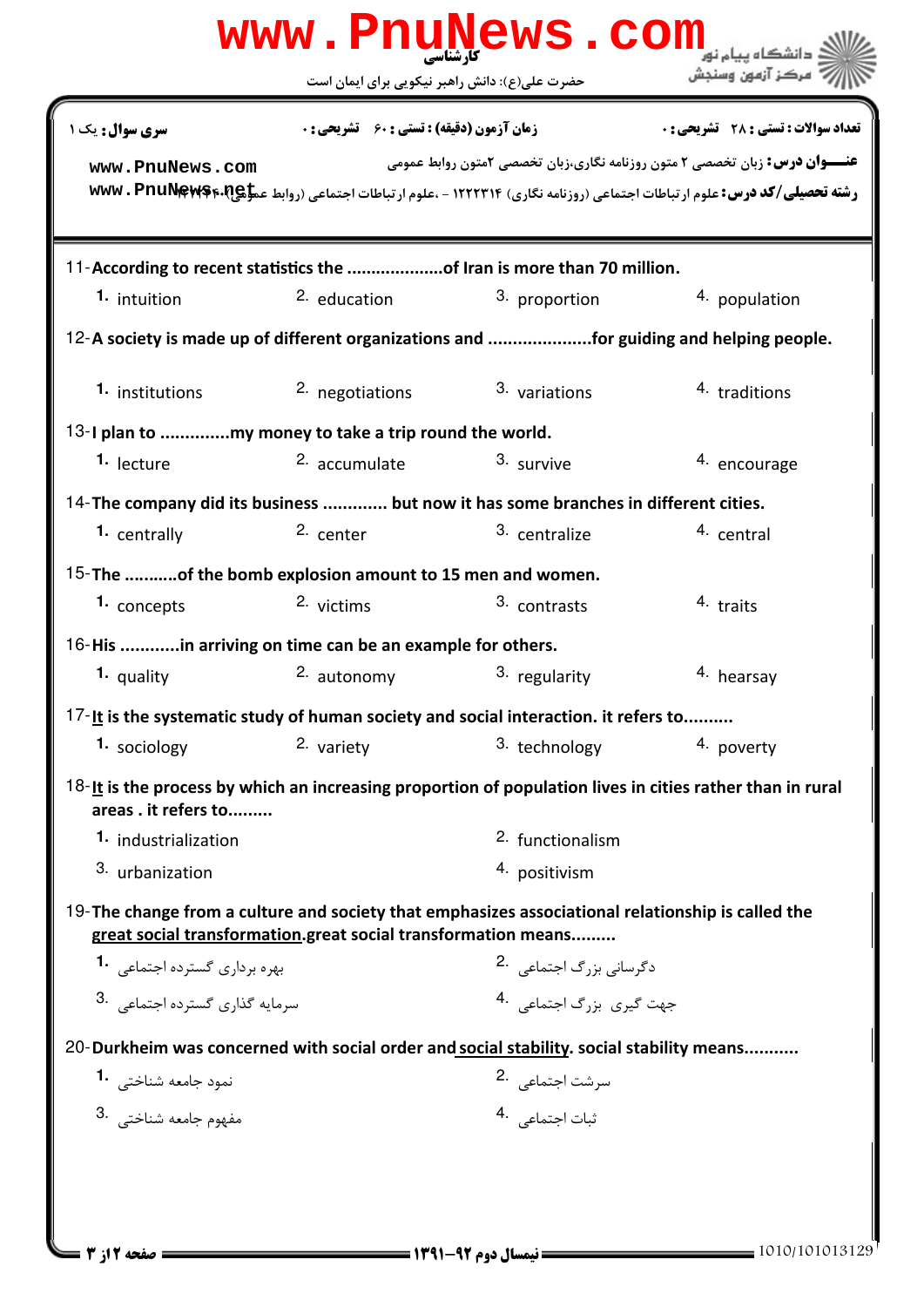**سری سوال:** یک ۱

**زمان آزمون (دقیقه) : تستی : ۶۰ تشریحی : ۰**

**تعداد سوالات : تستی : ۲۸ تشریحی : ۰**

**عنـــوان درس:** زبان تخصصی ۲ متون روزنامه نگاری،زبان تخصصی ۲متون روابط عمومی

**رشته تحصیلی/کد درس:** علوم ارتباطات اجتماعی (روزنامه نگاری) ۱۲۲۲۳۱۴ - ،علوم ارتباطات اجتماعی (روابط عمومی) ۱۲۲۲۴۰۴

11-According to recent statistics the ....................of Iran is more than 70 million.

1. intuition
2. education
3. proportion
4. population

12-A society is made up of different organizations and .....................for guiding and helping people.

1. institutions
2. negotiations
3. variations
4. traditions

13-I plan to ..............my money to take a trip round the world.

1. lecture
2. accumulate
3. survive
4. encourage

14-The company did its business ............. but now it has some branches in different cities.

1. centrally
2. center
3. centralize
4. central

15-The ...........of the bomb explosion amount to 15 men and women.

1. concepts
2. victims
3. contrasts
4. traits

16-His ............in arriving on time can be an example for others.

1. quality
2. autonomy
3. regularity
4. hearsay

17-It is the systematic study of human society and social interaction. it refers to..........

1. sociology
2. variety
3. technology
4. poverty

18-It is the process by which an increasing proportion of population lives in cities rather than in rural areas . it refers to.........

1. industrialization
2. functionalism
3. urbanization
4. positivism

19-The change from a culture and society that emphasizes associational relationship is called the great social transformation.great social transformation means.........

1. بهره برداری گسترده اجتماعی
2. دگرسانی بزرگ اجتماعی
3. سرمایه گذاری گسترده اجتماعی
4. جهت گیری بزرگ اجتماعی

20-Durkheim was concerned with social order and social stability. social stability means...........

1. نمود جامعه شناختی
2. سرشت اجتماعی
3. مفهوم جامعه شناختی
4. ثبات اجتماعی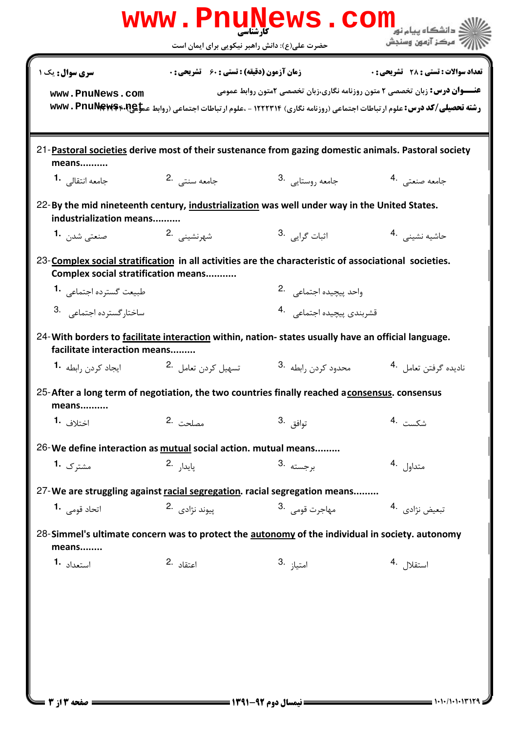**تعداد سوالات : تستی : ۲۸ تشریحی : ۰** | **زمان آزمون (دقیقه) : تستی : ۶۰ تشریحی : ۰** | **سری سوال : یک ۱**

**عنـــوان درس:** زبان تخصصی ۲ متون روزنامه نگاری،زبان تخصصی ۲متون روابط عمومی

**رشته تحصیلی/کد درس:** علوم ارتباطات اجتماعی (روزنامه نگاری) ۱۲۲۲۳۱۴ - ،علوم ارتباطات اجتماعی (روابط عمومی) ۱۲۲۲۳۴۰

21- Pastoral societies derive most of their sustenance from gazing domestic animals. Pastoral society means..........

1. جامعه انتقالی
2. جامعه سنتی
3. جامعه روستایی
4. جامعه صنعتی

22- By the mid nineteenth century, industrialization was well under way in the United States. industrialization means..........

1. صنعتی شدن
2. شهرنشینی
3. اثبات گرایی
4. حاشیه نشینی

23- Complex social stratification in all activities are the characteristic of associational societies. Complex social stratification means...........

1. طبیعت گسترده اجتماعی
2. واحد پیچیده اجتماعی
3. ساختارگسترده اجتماعی
4. قشربندی پیچیده اجتماعی

24- With borders to facilitate interaction within, nation- states usually have an official language. facilitate interaction means.........

1. ایجاد کردن رابطه
2. تسهیل کردن تعامل
3. محدود کردن رابطه
4. نادیده گرفتن تعامل

25- After a long term of negotiation, the two countries finally reached a consensus. consensus means..........

1. اختلاف
2. مصلحت
3. توافق
4. شکست

26- We define interaction as mutual social action. mutual means.........

1. مشترک
2. پایدار
3. برجسته
4. متداول

27- We are struggling against racial segregation. racial segregation means.........

1. اتحاد قومی
2. پیوند نژادی
3. مهاجرت قومی
4. تبعیض نژادی

28- Simmel's ultimate concern was to protect the autonomy of the individual in society. autonomy means........

1. استعداد
2. اعتقاد
3. امتیاز
4. استقلال